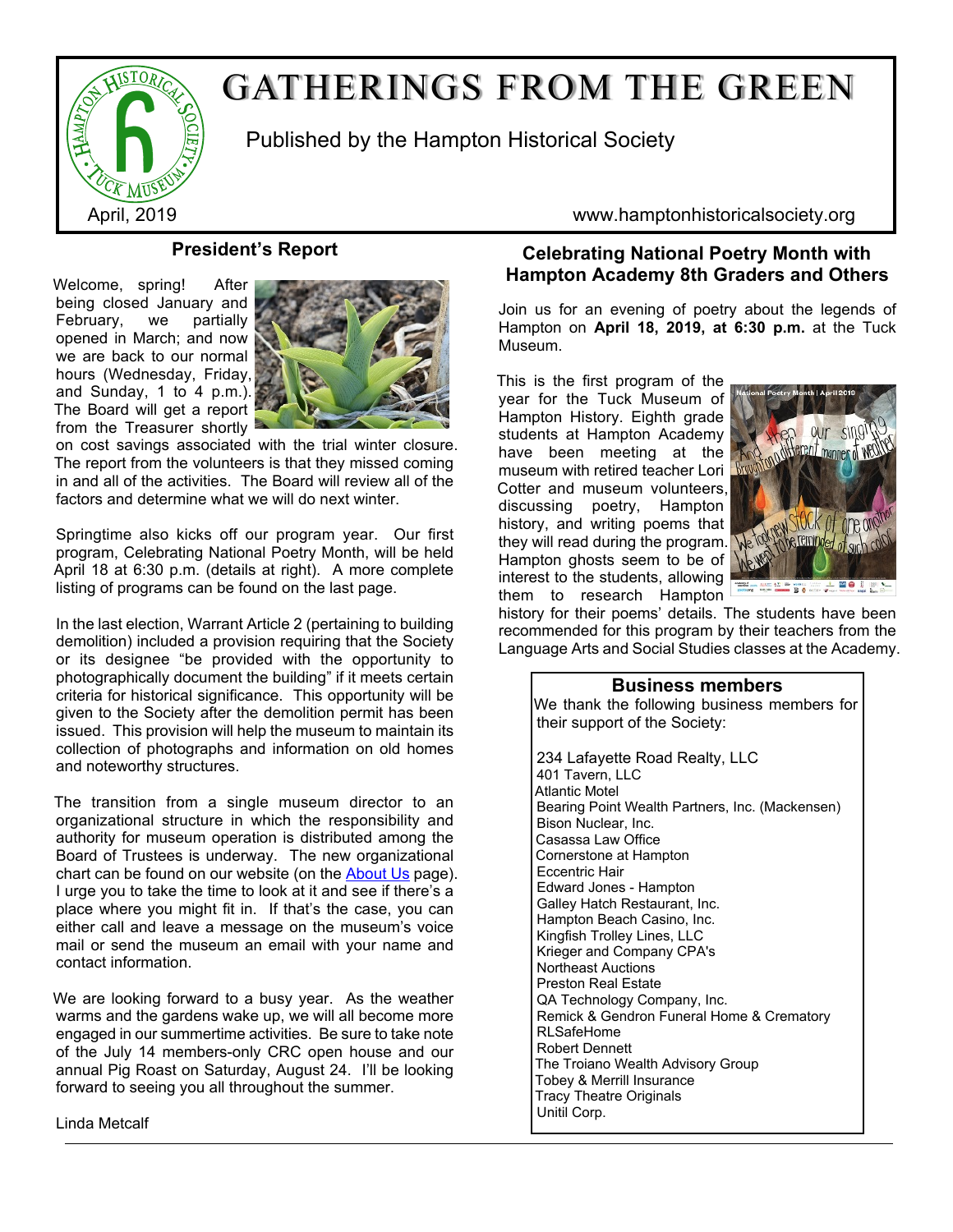# GATHERINGS FROM THE GREEN

Published by the Hampton Historical Society

April, 2019

www.hamptonhistoricalsociety.org

## President's Report

Welcome, spring! After being closed January and February, we partially opened in March; and now we are back to our normal hours (Wednesday, Friday, and Sunday, 1 to 4 p.m.). The Board will get a report from the Treasurer shortly on cost savings associated with the trial winter closure. The report from the volunteers is that they missed coming in and all of the activities. The Board will review all of the factors and determine what we will do next winter.

Springtime also kicks off our program year. Our first program, Celebrating National Poetry Month, will be held April 18 at 6:30 p.m. (details at right). A more complete listing of programs can be found on the last page.

In the last election, Warrant Article 2 (pertaining to building demolition) included a provision requiring that the Society or its designee "be provided with the opportunity to photographically document the building" if it meets certain criteria for historical significance. This opportunity will be given to the Society after the demolition permit has been issued. This provision will help the museum to maintain its collection of photographs and information on old homes and noteworthy structures.

The transition from a single museum director to an organizational structure in which the responsibility and authority for museum operation is distributed among the Board of Trustees is underway. The new organizational chart can be found on our website (on the About Us page). I urge you to take the time to look at it and see if there's a place where you might fit in. If that's the case, you can either call and leave a message on the museum's voice mail or send the museum an email with your name and contact information.

We are looking forward to a busy year. As the weather warms and the gardens wake up, we will all become more engaged in our summertime activities. Be sure to take note of the July 14 members-only CRC open house and our annual Pig Roast on Saturday, August 24. I'll be looking forward to seeing you all throughout the summer.

Linda Metcalf

## Celebrating National Poetry Month with Hampton Academy 8th Graders and Others

Join us for an evening of poetry about the legends of Hampton on **April 18, 2019, at 6:30 p.m.** at the Tuck Museum.

This is the first program of the year for the Tuck Museum of Hampton History. Eighth grade students at Hampton Academy have been meeting at the museum with retired teacher Lori Cotter and museum volunteers, discussing poetry, Hampton history, and writing poems that they will read during the program. Hampton ghosts seem to be of interest to the students, allowing them to research Hampton history for their poems' details. The students have been recommended for this program by their teachers from the Language Arts and Social Studies classes at the Academy.

### Business members

We thank the following business members for their support of the Society:

- 234 Lafayette Road Realty, LLC
- 401 Tavern, LLC
- Atlantic Motel
- Bearing Point Wealth Partners, Inc. (Mackensen)
- Bison Nuclear, Inc.
- Casassa Law Office
- Cornerstone at Hampton
- Eccentric Hair
- Edward Jones - Hampton
- Galley Hatch Restaurant, Inc.
- Hampton Beach Casino, Inc.
- Kingfish Trolley Lines, LLC
- Krieger and Company CPA's
- Northeast Auctions
- Preston Real Estate
- QA Technology Company, Inc.
- Remick & Gendron Funeral Home & Crematory
- RLSafeHome
- Robert Dennett
- The Troiano Wealth Advisory Group
- Tobey & Merrill Insurance
- Tracy Theatre Originals
- Unitil Corp.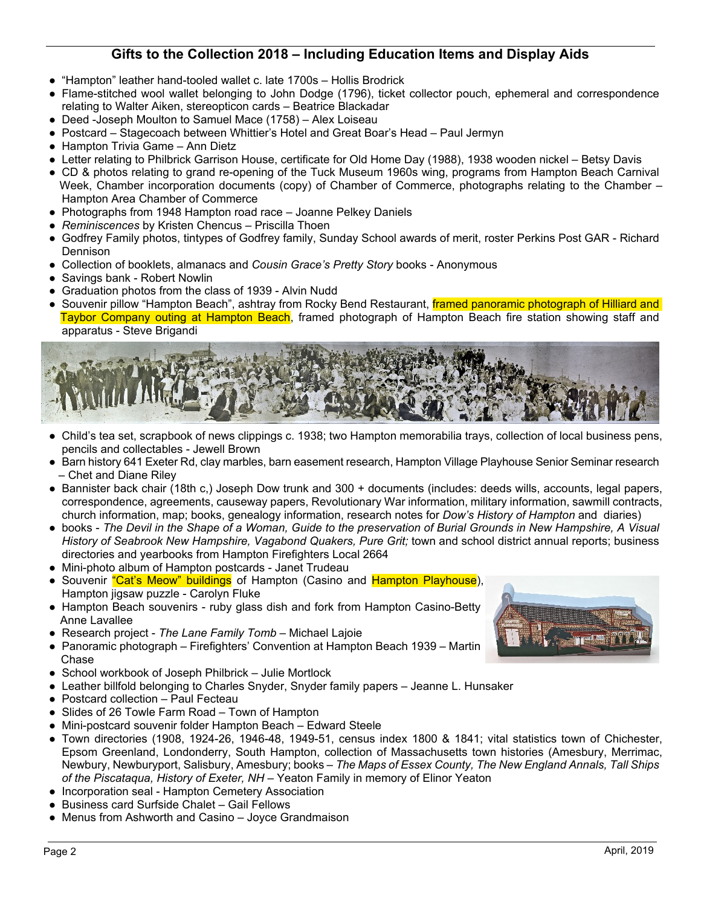## Gifts to the Collection 2018 – Including Education Items and Display Aids

- "Hampton" leather hand-tooled wallet c. late 1700s – Hollis Brodrick
- Flame-stitched wool wallet belonging to John Dodge (1796), ticket collector pouch, ephemeral and correspondence relating to Walter Aiken, stereopticon cards – Beatrice Blackadar
- Deed -Joseph Moulton to Samuel Mace (1758) – Alex Loiseau
- Postcard – Stagecoach between Whittier's Hotel and Great Boar's Head – Paul Jermyn
- Hampton Trivia Game – Ann Dietz
- Letter relating to Philbrick Garrison House, certificate for Old Home Day (1988), 1938 wooden nickel – Betsy Davis
- CD & photos relating to grand re-opening of the Tuck Museum 1960s wing, programs from Hampton Beach Carnival Week, Chamber incorporation documents (copy) of Chamber of Commerce, photographs relating to the Chamber – Hampton Area Chamber of Commerce
- Photographs from 1948 Hampton road race – Joanne Pelkey Daniels
- *Reminiscences* by Kristen Chencus – Priscilla Thoen
- Godfrey Family photos, tintypes of Godfrey family, Sunday School awards of merit, roster Perkins Post GAR - Richard Dennison
- Collection of booklets, almanacs and *Cousin Grace's Pretty Story* books - Anonymous
- Savings bank - Robert Nowlin
- Graduation photos from the class of 1939 - Alvin Nudd
- Souvenir pillow "Hampton Beach", ashtray from Rocky Bend Restaurant, framed panoramic photograph of Hilliard and Taybor Company outing at Hampton Beach, framed photograph of Hampton Beach fire station showing staff and apparatus - Steve Brigandi
- Child's tea set, scrapbook of news clippings c. 1938; two Hampton memorabilia trays, collection of local business pens, pencils and collectables - Jewell Brown
- Barn history 641 Exeter Rd, clay marbles, barn easement research, Hampton Village Playhouse Senior Seminar research – Chet and Diane Riley
- Bannister back chair (18th c,) Joseph Dow trunk and 300 + documents (includes: deeds wills, accounts, legal papers, correspondence, agreements, causeway papers, Revolutionary War information, military information, sawmill contracts, church information, map; books, genealogy information, research notes for *Dow's History of Hampton* and diaries)
- books - *The Devil in the Shape of a Woman, Guide to the preservation of Burial Grounds in New Hampshire, A Visual History of Seabrook New Hampshire, Vagabond Quakers, Pure Grit;* town and school district annual reports; business directories and yearbooks from Hampton Firefighters Local 2664
- Mini-photo album of Hampton postcards - Janet Trudeau
- Souvenir "Cat's Meow" buildings of Hampton (Casino and Hampton Playhouse), Hampton jigsaw puzzle - Carolyn Fluke
- Hampton Beach souvenirs - ruby glass dish and fork from Hampton Casino-Betty Anne Lavallee
- Research project - *The Lane Family Tomb* – Michael Lajoie
- Panoramic photograph – Firefighters' Convention at Hampton Beach 1939 – Martin Chase
- School workbook of Joseph Philbrick – Julie Mortlock
- Leather billfold belonging to Charles Snyder, Snyder family papers – Jeanne L. Hunsaker
- Postcard collection – Paul Fecteau
- Slides of 26 Towle Farm Road – Town of Hampton
- Mini-postcard souvenir folder Hampton Beach – Edward Steele
- Town directories (1908, 1924-26, 1946-48, 1949-51, census index 1800 & 1841; vital statistics town of Chichester, Epsom Greenland, Londonderry, South Hampton, collection of Massachusetts town histories (Amesbury, Merrimac, Newbury, Newburyport, Salisbury, Amesbury; books – *The Maps of Essex County, The New England Annals, Tall Ships of the Piscataqua, History of Exeter, NH* – Yeaton Family in memory of Elinor Yeaton
- Incorporation seal - Hampton Cemetery Association
- Business card Surfside Chalet – Gail Fellows
- Menus from Ashworth and Casino – Joyce Grandmaison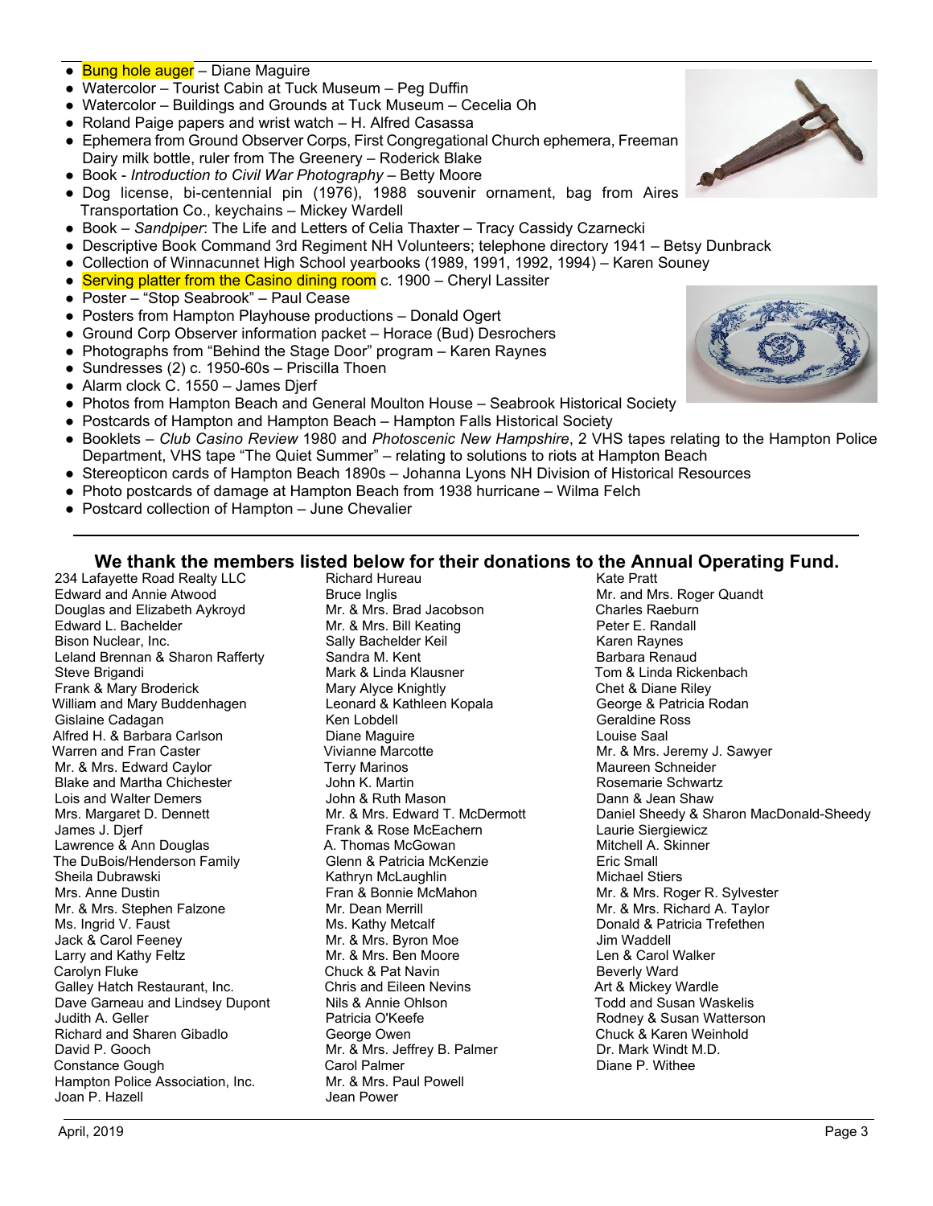- Bung hole auger – Diane Maguire
- Watercolor – Tourist Cabin at Tuck Museum – Peg Duffin
- Watercolor – Buildings and Grounds at Tuck Museum – Cecelia Oh
- Roland Paige papers and wrist watch – H. Alfred Casassa
- Ephemera from Ground Observer Corps, First Congregational Church ephemera, Freeman Dairy milk bottle, ruler from The Greenery – Roderick Blake
- Book - *Introduction to Civil War Photography* – Betty Moore
- Dog license, bi-centennial pin (1976), 1988 souvenir ornament, bag from Aires Transportation Co., keychains – Mickey Wardell
- Book – *Sandpiper*: The Life and Letters of Celia Thaxter – Tracy Cassidy Czarnecki
- Descriptive Book Command 3rd Regiment NH Volunteers; telephone directory 1941 – Betsy Dunbrack
- Collection of Winnacunnet High School yearbooks (1989, 1991, 1992, 1994) – Karen Souney
- Serving platter from the Casino dining room c. 1900 – Cheryl Lassiter
- Poster – "Stop Seabrook" – Paul Cease
- Posters from Hampton Playhouse productions – Donald Ogert
- Ground Corp Observer information packet – Horace (Bud) Desrochers
- Photographs from "Behind the Stage Door" program – Karen Raynes
- Sundresses (2) c. 1950-60s – Priscilla Thoen
- Alarm clock C. 1550 – James Djerf
- Photos from Hampton Beach and General Moulton House – Seabrook Historical Society
- Postcards of Hampton and Hampton Beach – Hampton Falls Historical Society
- Booklets – *Club Casino Review* 1980 and *Photoscenic New Hampshire*, 2 VHS tapes relating to the Hampton Police Department, VHS tape "The Quiet Summer" – relating to solutions to riots at Hampton Beach
- Stereopticon cards of Hampton Beach 1890s – Johanna Lyons NH Division of Historical Resources
- Photo postcards of damage at Hampton Beach from 1938 hurricane – Wilma Felch
- Postcard collection of Hampton – June Chevalier

## We thank the members listed below for their donations to the Annual Operating Fund.

234 Lafayette Road Realty LLC
Edward and Annie Atwood
Douglas and Elizabeth Aykroyd
Edward L. Bachelder
Bison Nuclear, Inc.
Leland Brennan & Sharon Rafferty
Steve Brigandi
Frank & Mary Broderick
William and Mary Buddenhagen
Gislaine Cadagan
Alfred H. & Barbara Carlson
Warren and Fran Caster
Mr. & Mrs. Edward Caylor
Blake and Martha Chichester
Lois and Walter Demers
Mrs. Margaret D. Dennett
James J. Djerf
Lawrence & Ann Douglas
The DuBois/Henderson Family
Sheila Dubrawski
Mrs. Anne Dustin
Mr. & Mrs. Stephen Falzone
Ms. Ingrid V. Faust
Jack & Carol Feeney
Larry and Kathy Feltz
Carolyn Fluke
Galley Hatch Restaurant, Inc.
Dave Garneau and Lindsey Dupont
Judith A. Geller
Richard and Sharen Gibadlo
David P. Gooch
Constance Gough
Hampton Police Association, Inc.
Joan P. Hazell
Richard Hureau
Bruce Inglis
Mr. & Mrs. Brad Jacobson
Mr. & Mrs. Bill Keating
Sally Bachelder Keil
Sandra M. Kent
Mark & Linda Klausner
Mary Alyce Knightly
Leonard & Kathleen Kopala
Ken Lobdell
Diane Maguire
Vivianne Marcotte
Terry Marinos
John K. Martin
John & Ruth Mason
Mr. & Mrs. Edward T. McDermott
Frank & Rose McEachern
A. Thomas McGowan
Glenn & Patricia McKenzie
Kathryn McLaughlin
Fran & Bonnie McMahon
Mr. Dean Merrill
Ms. Kathy Metcalf
Mr. & Mrs. Byron Moe
Mr. & Mrs. Ben Moore
Chuck & Pat Navin
Chris and Eileen Nevins
Nils & Annie Ohlson
Patricia O'Keefe
George Owen
Mr. & Mrs. Jeffrey B. Palmer
Carol Palmer
Mr. & Mrs. Paul Powell
Jean Power
Kate Pratt
Mr. and Mrs. Roger Quandt
Charles Raeburn
Peter E. Randall
Karen Raynes
Barbara Renaud
Tom & Linda Rickenbach
Chet & Diane Riley
George & Patricia Rodan
Geraldine Ross
Louise Saal
Mr. & Mrs. Jeremy J. Sawyer
Maureen Schneider
Rosemarie Schwartz
Dann & Jean Shaw
Daniel Sheedy & Sharon MacDonald-Sheedy
Laurie Siergiewicz
Mitchell A. Skinner
Eric Small
Michael Stiers
Mr. & Mrs. Roger R. Sylvester
Mr. & Mrs. Richard A. Taylor
Donald & Patricia Trefethen
Jim Waddell
Len & Carol Walker
Beverly Ward
Art & Mickey Wardle
Todd and Susan Waskelis
Rodney & Susan Watterson
Chuck & Karen Weinhold
Dr. Mark Windt M.D.
Diane P. Withee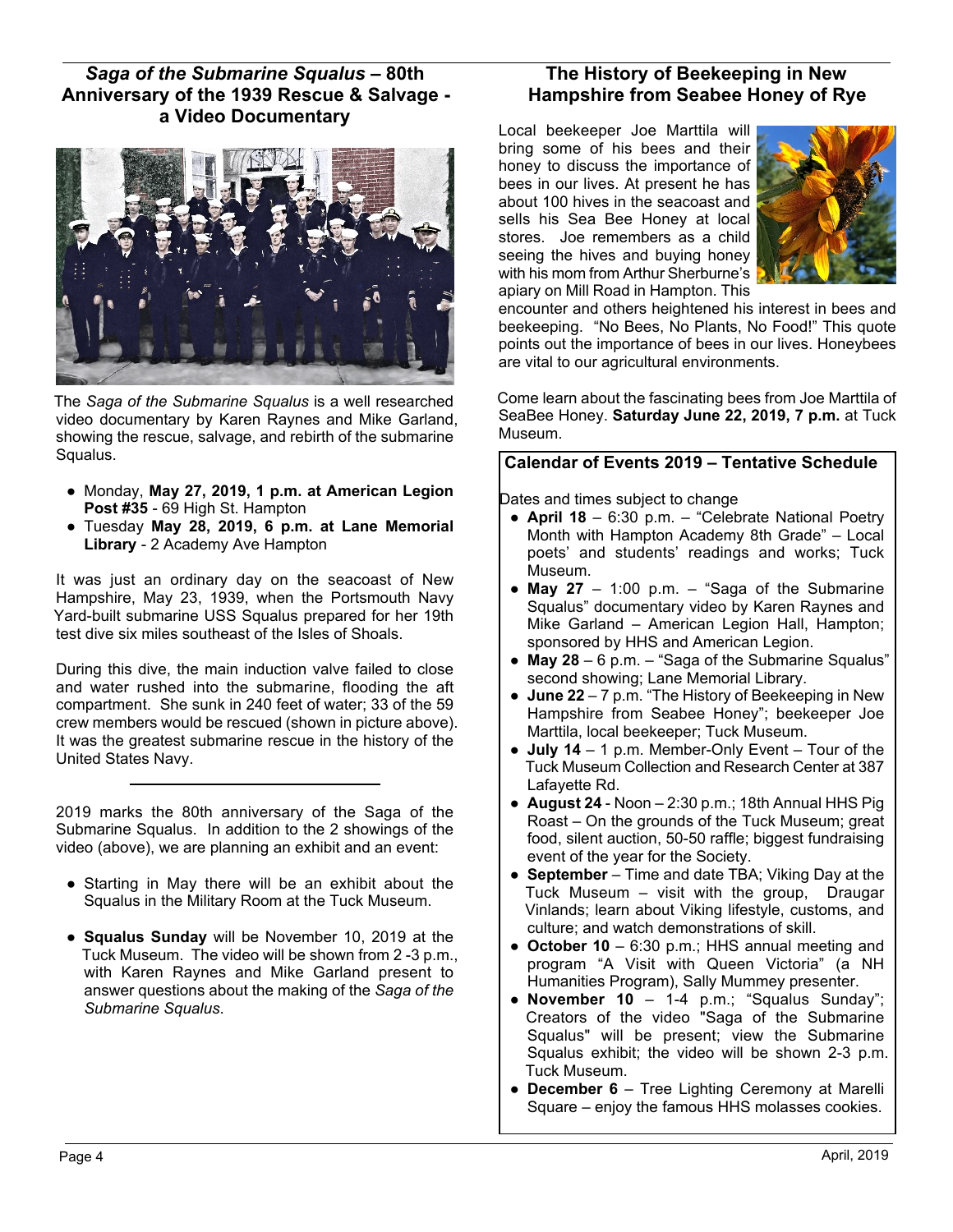## *Saga of the Submarine Squalus* – 80th Anniversary of the 1939 Rescue & Salvage - a Video Documentary

The *Saga of the Submarine Squalus* is a well researched video documentary by Karen Raynes and Mike Garland, showing the rescue, salvage, and rebirth of the submarine Squalus.

- Monday, **May 27, 2019, 1 p.m. at American Legion Post #35** - 69 High St. Hampton
- Tuesday **May 28, 2019, 6 p.m. at Lane Memorial Library** - 2 Academy Ave Hampton

It was just an ordinary day on the seacoast of New Hampshire, May 23, 1939, when the Portsmouth Navy Yard-built submarine USS Squalus prepared for her 19th test dive six miles southeast of the Isles of Shoals.

During this dive, the main induction valve failed to close and water rushed into the submarine, flooding the aft compartment. She sunk in 240 feet of water; 33 of the 59 crew members would be rescued (shown in picture above). It was the greatest submarine rescue in the history of the United States Navy.

---

2019 marks the 80th anniversary of the Saga of the Submarine Squalus. In addition to the 2 showings of the video (above), we are planning an exhibit and an event:

- Starting in May there will be an exhibit about the Squalus in the Military Room at the Tuck Museum.
- **Squalus Sunday** will be November 10, 2019 at the Tuck Museum. The video will be shown from 2 -3 p.m., with Karen Raynes and Mike Garland present to answer questions about the making of the *Saga of the Submarine Squalus*.

## The History of Beekeeping in New Hampshire from Seabee Honey of Rye

Local beekeeper Joe Marttila will bring some of his bees and their honey to discuss the importance of bees in our lives. At present he has about 100 hives in the seacoast and sells his Sea Bee Honey at local stores. Joe remembers as a child seeing the hives and buying honey with his mom from Arthur Sherburne's apiary on Mill Road in Hampton. This encounter and others heightened his interest in bees and beekeeping. "No Bees, No Plants, No Food!" This quote points out the importance of bees in our lives. Honeybees are vital to our agricultural environments.

Come learn about the fascinating bees from Joe Marttila of SeaBee Honey. **Saturday June 22, 2019, 7 p.m.** at Tuck Museum.

### Calendar of Events 2019 – Tentative Schedule

Dates and times subject to change

- **April 18** – 6:30 p.m. – "Celebrate National Poetry Month with Hampton Academy 8th Grade" – Local poets' and students' readings and works; Tuck Museum.
- **May 27** – 1:00 p.m. – "Saga of the Submarine Squalus" documentary video by Karen Raynes and Mike Garland – American Legion Hall, Hampton; sponsored by HHS and American Legion.
- **May 28** – 6 p.m. – "Saga of the Submarine Squalus" second showing; Lane Memorial Library.
- **June 22** – 7 p.m. "The History of Beekeeping in New Hampshire from Seabee Honey"; beekeeper Joe Marttila, local beekeeper; Tuck Museum.
- **July 14** – 1 p.m. Member-Only Event – Tour of the Tuck Museum Collection and Research Center at 387 Lafayette Rd.
- **August 24** - Noon – 2:30 p.m.; 18th Annual HHS Pig Roast – On the grounds of the Tuck Museum; great food, silent auction, 50-50 raffle; biggest fundraising event of the year for the Society.
- **September** – Time and date TBA; Viking Day at the Tuck Museum – visit with the group, Draugar Vinlands; learn about Viking lifestyle, customs, and culture; and watch demonstrations of skill.
- **October 10** – 6:30 p.m.; HHS annual meeting and program "A Visit with Queen Victoria" (a NH Humanities Program), Sally Mummey presenter.
- **November 10** – 1-4 p.m.; "Squalus Sunday"; Creators of the video "Saga of the Submarine Squalus" will be present; view the Submarine Squalus exhibit; the video will be shown 2-3 p.m. Tuck Museum.
- **December 6** – Tree Lighting Ceremony at Marelli Square – enjoy the famous HHS molasses cookies.